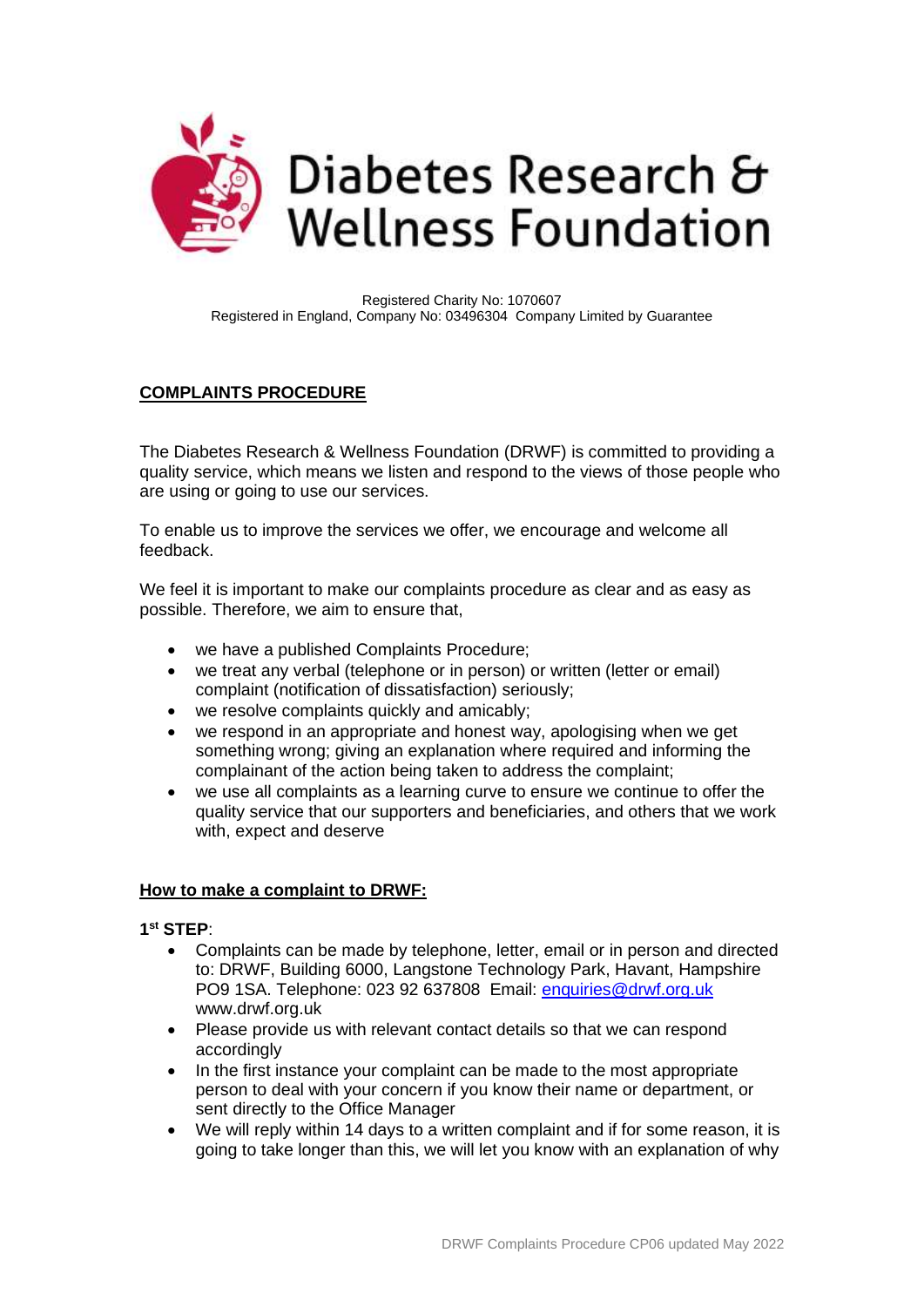# Diabetes Research & Wellness Foundation

Registered Charity No: 1070607
Registered in England, Company No: 03496304 Company Limited by Guarantee

## COMPLAINTS PROCEDURE

The Diabetes Research & Wellness Foundation (DRWF) is committed to providing a quality service, which means we listen and respond to the views of those people who are using or going to use our services.

To enable us to improve the services we offer, we encourage and welcome all feedback.

We feel it is important to make our complaints procedure as clear and as easy as possible. Therefore, we aim to ensure that,

- we have a published Complaints Procedure;
- we treat any verbal (telephone or in person) or written (letter or email) complaint (notification of dissatisfaction) seriously;
- we resolve complaints quickly and amicably;
- we respond in an appropriate and honest way, apologising when we get something wrong; giving an explanation where required and informing the complainant of the action being taken to address the complaint;
- we use all complaints as a learning curve to ensure we continue to offer the quality service that our supporters and beneficiaries, and others that we work with, expect and deserve

### How to make a complaint to DRWF:

**1st STEP**:

- Complaints can be made by telephone, letter, email or in person and directed to: DRWF, Building 6000, Langstone Technology Park, Havant, Hampshire PO9 1SA. Telephone: 023 92 637808 Email: enquiries@drwf.org.uk www.drwf.org.uk
- Please provide us with relevant contact details so that we can respond accordingly
- In the first instance your complaint can be made to the most appropriate person to deal with your concern if you know their name or department, or sent directly to the Office Manager
- We will reply within 14 days to a written complaint and if for some reason, it is going to take longer than this, we will let you know with an explanation of why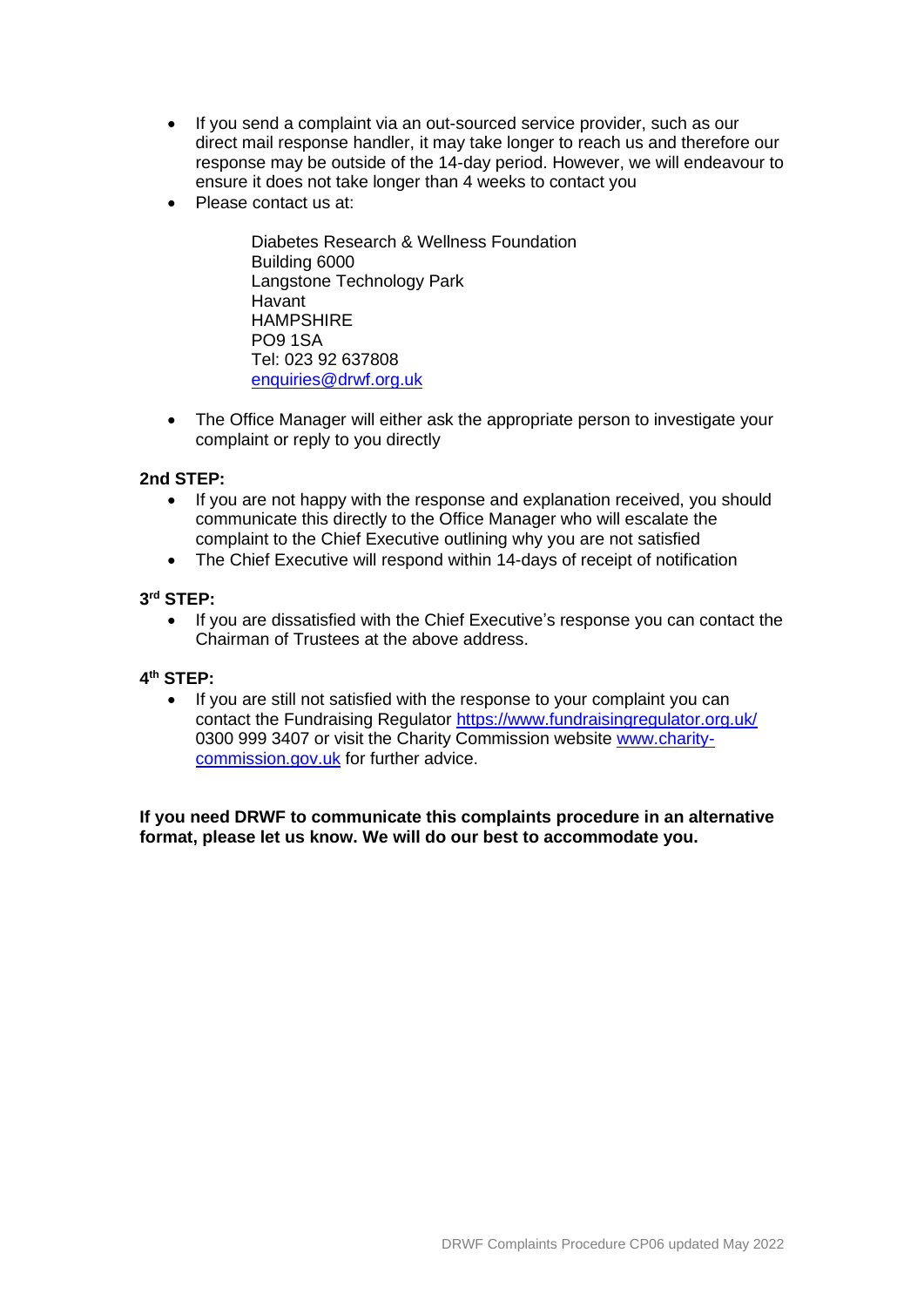- If you send a complaint via an out-sourced service provider, such as our direct mail response handler, it may take longer to reach us and therefore our response may be outside of the 14-day period. However, we will endeavour to ensure it does not take longer than 4 weeks to contact you
- Please contact us at:

  Diabetes Research & Wellness Foundation
  Building 6000
  Langstone Technology Park
  Havant
  HAMPSHIRE
  PO9 1SA
  Tel: 023 92 637808
  enquiries@drwf.org.uk

- The Office Manager will either ask the appropriate person to investigate your complaint or reply to you directly

**2nd STEP:**

- If you are not happy with the response and explanation received, you should communicate this directly to the Office Manager who will escalate the complaint to the Chief Executive outlining why you are not satisfied
- The Chief Executive will respond within 14-days of receipt of notification

**3rd STEP:**

- If you are dissatisfied with the Chief Executive's response you can contact the Chairman of Trustees at the above address.

**4th STEP:**

- If you are still not satisfied with the response to your complaint you can contact the Fundraising Regulator https://www.fundraisingregulator.org.uk/ 0300 999 3407 or visit the Charity Commission website www.charity-commission.gov.uk for further advice.

**If you need DRWF to communicate this complaints procedure in an alternative format, please let us know. We will do our best to accommodate you.**